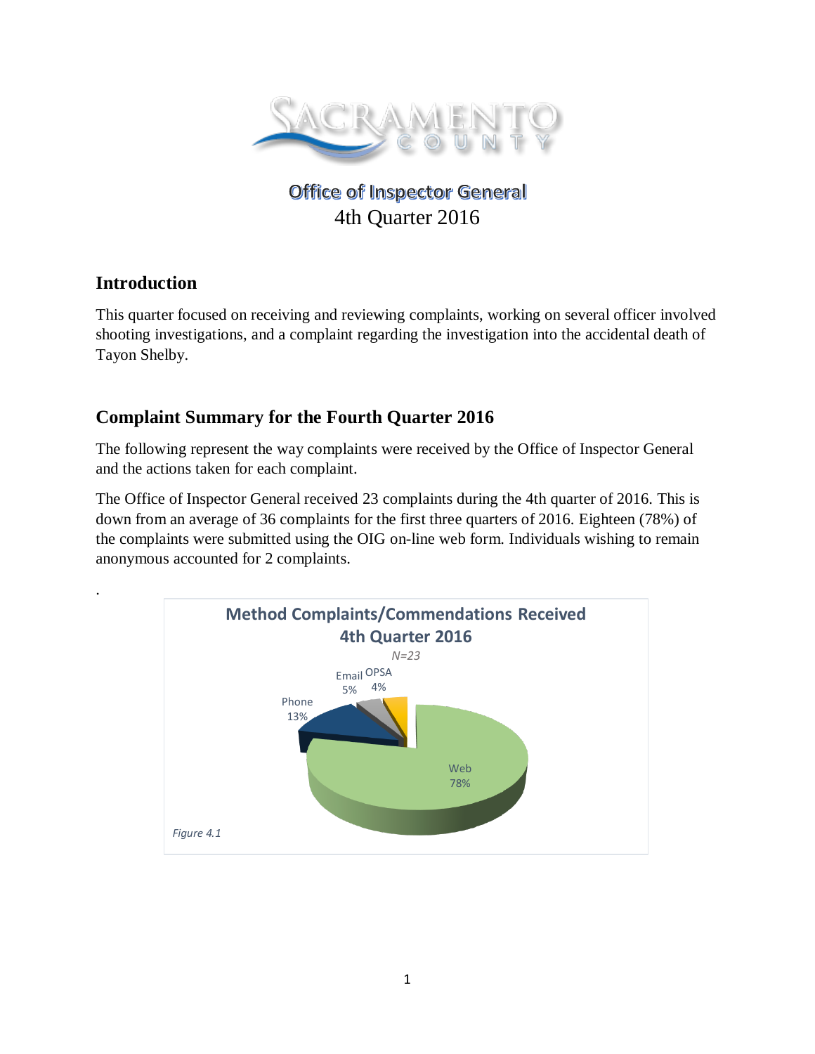# Office of Inspector General
4th Quarter 2016

## Introduction

This quarter focused on receiving and reviewing complaints, working on several officer involved shooting investigations, and a complaint regarding the investigation into the accidental death of Tayon Shelby.

## Complaint Summary for the Fourth Quarter 2016

The following represent the way complaints were received by the Office of Inspector General and the actions taken for each complaint.

The Office of Inspector General received 23 complaints during the 4th quarter of 2016. This is down from an average of 36 complaints for the first three quarters of 2016. Eighteen (78%) of the complaints were submitted using the OIG on-line web form. Individuals wishing to remain anonymous accounted for 2 complaints.

.

**Method Complaints/Commendations Received 4th Quarter 2016**

*N=23*

| Method | Percent |
|---|---|
| Web | 78% |
| Phone | 13% |
| Email | 5% |
| OPSA | 4% |

*Figure 4.1*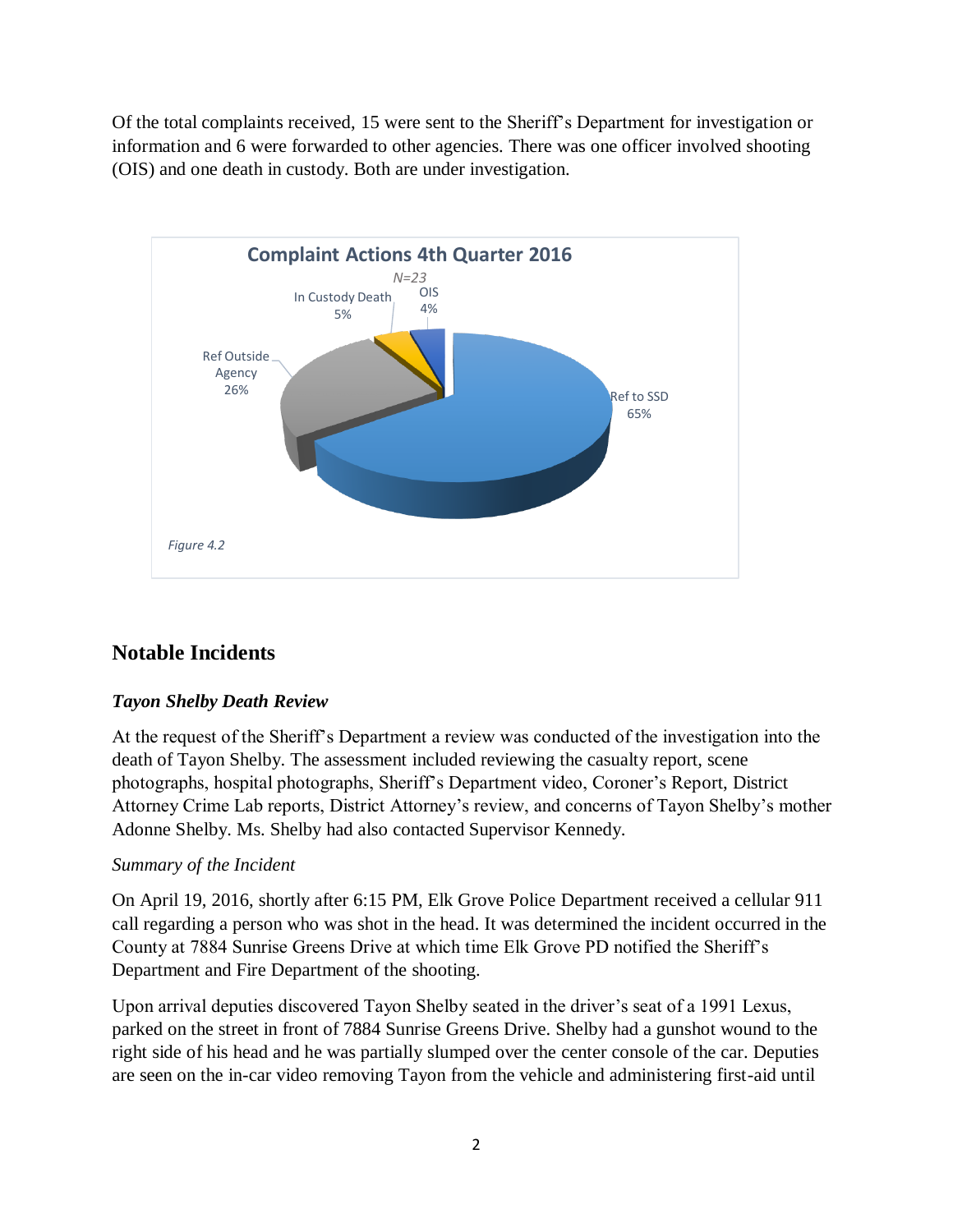Of the total complaints received, 15 were sent to the Sheriff's Department for investigation or information and 6 were forwarded to other agencies. There was one officer involved shooting (OIS) and one death in custody. Both are under investigation.

**Complaint Actions 4th Quarter 2016**

*N=23*

| Category | Percent |
|---|---|
| Ref to SSD | 65% |
| Ref Outside Agency | 26% |
| In Custody Death | 5% |
| OIS | 4% |

*Figure 4.2*

## Notable Incidents

### *Tayon Shelby Death Review*

At the request of the Sheriff's Department a review was conducted of the investigation into the death of Tayon Shelby. The assessment included reviewing the casualty report, scene photographs, hospital photographs, Sheriff's Department video, Coroner's Report, District Attorney Crime Lab reports, District Attorney's review, and concerns of Tayon Shelby's mother Adonne Shelby. Ms. Shelby had also contacted Supervisor Kennedy.

*Summary of the Incident*

On April 19, 2016, shortly after 6:15 PM, Elk Grove Police Department received a cellular 911 call regarding a person who was shot in the head. It was determined the incident occurred in the County at 7884 Sunrise Greens Drive at which time Elk Grove PD notified the Sheriff's Department and Fire Department of the shooting.

Upon arrival deputies discovered Tayon Shelby seated in the driver's seat of a 1991 Lexus, parked on the street in front of 7884 Sunrise Greens Drive. Shelby had a gunshot wound to the right side of his head and he was partially slumped over the center console of the car. Deputies are seen on the in-car video removing Tayon from the vehicle and administering first-aid until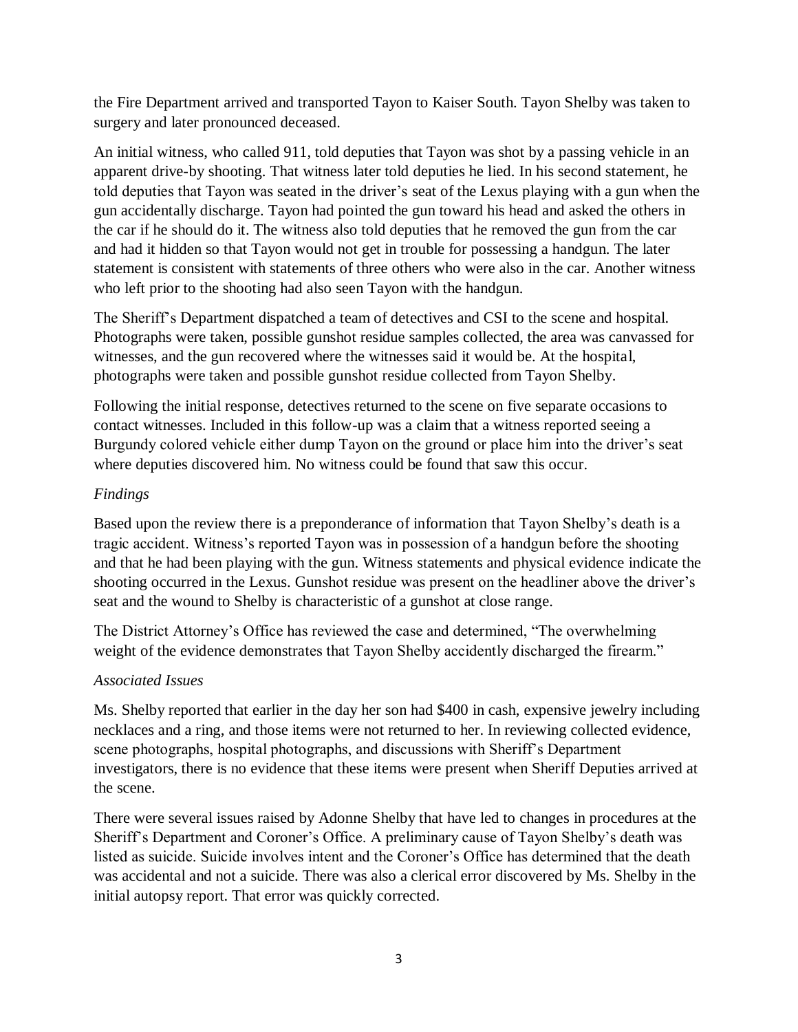the Fire Department arrived and transported Tayon to Kaiser South. Tayon Shelby was taken to surgery and later pronounced deceased.

An initial witness, who called 911, told deputies that Tayon was shot by a passing vehicle in an apparent drive-by shooting. That witness later told deputies he lied. In his second statement, he told deputies that Tayon was seated in the driver's seat of the Lexus playing with a gun when the gun accidentally discharge. Tayon had pointed the gun toward his head and asked the others in the car if he should do it. The witness also told deputies that he removed the gun from the car and had it hidden so that Tayon would not get in trouble for possessing a handgun. The later statement is consistent with statements of three others who were also in the car. Another witness who left prior to the shooting had also seen Tayon with the handgun.

The Sheriff's Department dispatched a team of detectives and CSI to the scene and hospital. Photographs were taken, possible gunshot residue samples collected, the area was canvassed for witnesses, and the gun recovered where the witnesses said it would be. At the hospital, photographs were taken and possible gunshot residue collected from Tayon Shelby.

Following the initial response, detectives returned to the scene on five separate occasions to contact witnesses. Included in this follow-up was a claim that a witness reported seeing a Burgundy colored vehicle either dump Tayon on the ground or place him into the driver's seat where deputies discovered him. No witness could be found that saw this occur.

*Findings*

Based upon the review there is a preponderance of information that Tayon Shelby's death is a tragic accident. Witness's reported Tayon was in possession of a handgun before the shooting and that he had been playing with the gun. Witness statements and physical evidence indicate the shooting occurred in the Lexus. Gunshot residue was present on the headliner above the driver's seat and the wound to Shelby is characteristic of a gunshot at close range.

The District Attorney's Office has reviewed the case and determined, "The overwhelming weight of the evidence demonstrates that Tayon Shelby accidently discharged the firearm."

*Associated Issues*

Ms. Shelby reported that earlier in the day her son had $400 in cash, expensive jewelry including necklaces and a ring, and those items were not returned to her. In reviewing collected evidence, scene photographs, hospital photographs, and discussions with Sheriff's Department investigators, there is no evidence that these items were present when Sheriff Deputies arrived at the scene.

There were several issues raised by Adonne Shelby that have led to changes in procedures at the Sheriff's Department and Coroner's Office. A preliminary cause of Tayon Shelby's death was listed as suicide. Suicide involves intent and the Coroner's Office has determined that the death was accidental and not a suicide. There was also a clerical error discovered by Ms. Shelby in the initial autopsy report. That error was quickly corrected.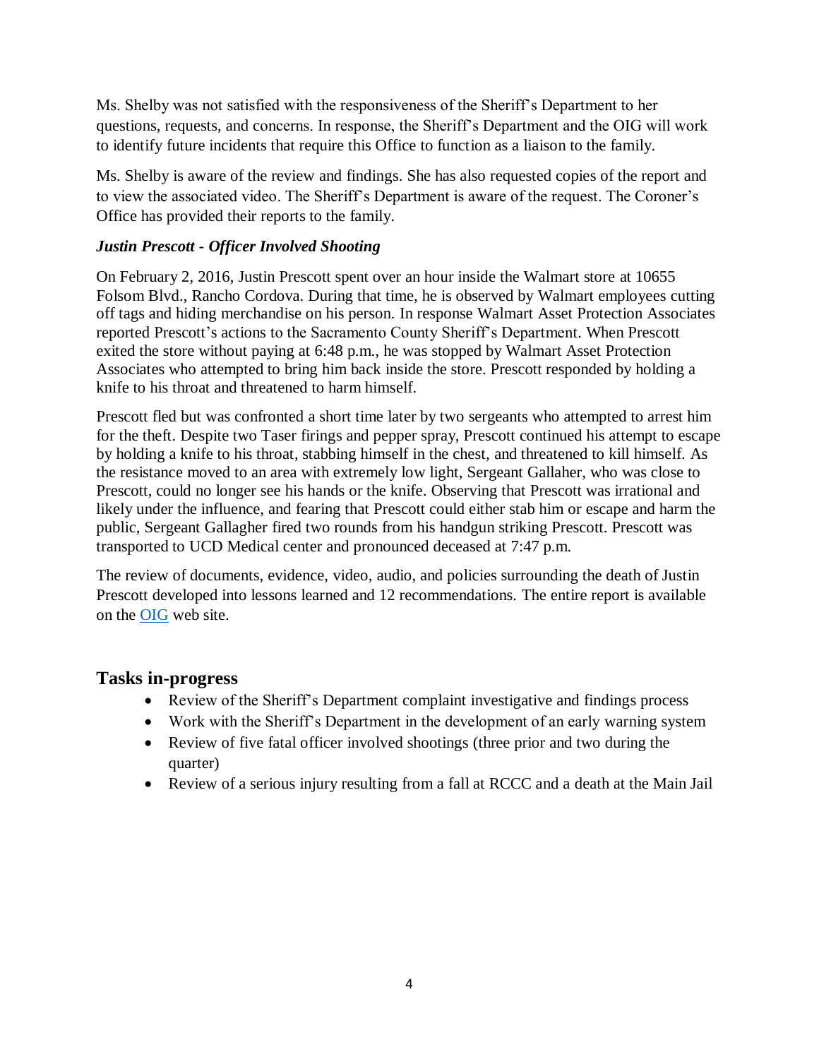Ms. Shelby was not satisfied with the responsiveness of the Sheriff's Department to her questions, requests, and concerns. In response, the Sheriff's Department and the OIG will work to identify future incidents that require this Office to function as a liaison to the family.

Ms. Shelby is aware of the review and findings. She has also requested copies of the report and to view the associated video. The Sheriff's Department is aware of the request. The Coroner's Office has provided their reports to the family.

***Justin Prescott - Officer Involved Shooting***

On February 2, 2016, Justin Prescott spent over an hour inside the Walmart store at 10655 Folsom Blvd., Rancho Cordova. During that time, he is observed by Walmart employees cutting off tags and hiding merchandise on his person. In response Walmart Asset Protection Associates reported Prescott's actions to the Sacramento County Sheriff's Department. When Prescott exited the store without paying at 6:48 p.m., he was stopped by Walmart Asset Protection Associates who attempted to bring him back inside the store. Prescott responded by holding a knife to his throat and threatened to harm himself.

Prescott fled but was confronted a short time later by two sergeants who attempted to arrest him for the theft. Despite two Taser firings and pepper spray, Prescott continued his attempt to escape by holding a knife to his throat, stabbing himself in the chest, and threatened to kill himself. As the resistance moved to an area with extremely low light, Sergeant Gallaher, who was close to Prescott, could no longer see his hands or the knife. Observing that Prescott was irrational and likely under the influence, and fearing that Prescott could either stab him or escape and harm the public, Sergeant Gallagher fired two rounds from his handgun striking Prescott. Prescott was transported to UCD Medical center and pronounced deceased at 7:47 p.m.

The review of documents, evidence, video, audio, and policies surrounding the death of Justin Prescott developed into lessons learned and 12 recommendations. The entire report is available on the OIG web site.

## Tasks in-progress

- Review of the Sheriff's Department complaint investigative and findings process
- Work with the Sheriff's Department in the development of an early warning system
- Review of five fatal officer involved shootings (three prior and two during the quarter)
- Review of a serious injury resulting from a fall at RCCC and a death at the Main Jail